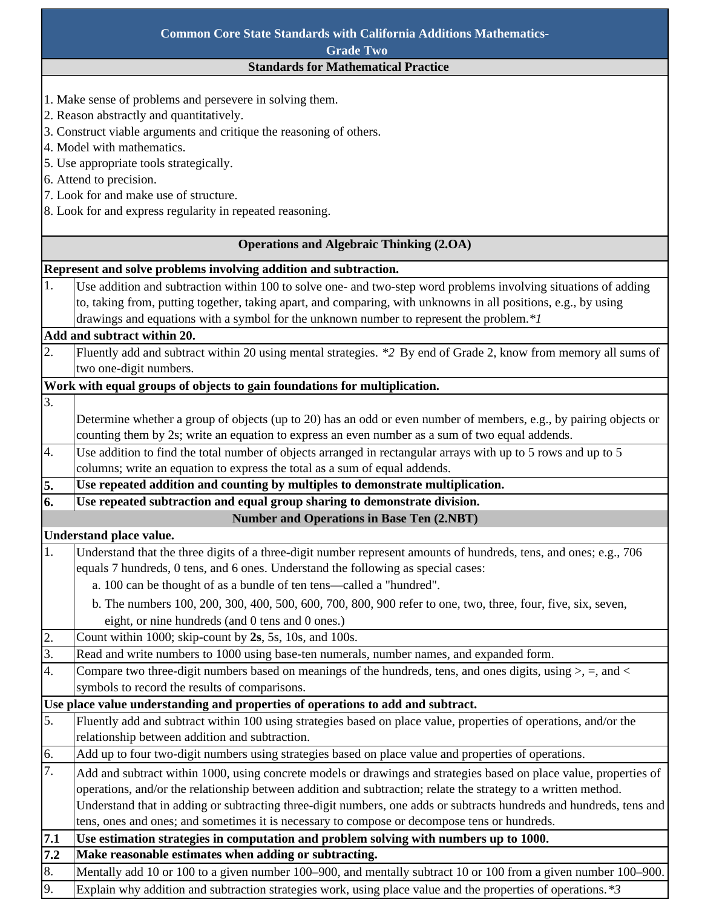# Common Core State Standards with California Additions Mathematics- Grade Two

## Standards for Mathematical Practice

1. Make sense of problems and persevere in solving them.
2. Reason abstractly and quantitatively.
3. Construct viable arguments and critique the reasoning of others.
4. Model with mathematics.
5. Use appropriate tools strategically.
6. Attend to precision.
7. Look for and make use of structure.
8. Look for and express regularity in repeated reasoning.

## Operations and Algebraic Thinking (2.OA)

**Represent and solve problems involving addition and subtraction.**

| | |
|---|---|
| 1. | Use addition and subtraction within 100 to solve one- and two-step word problems involving situations of adding to, taking from, putting together, taking apart, and comparing, with unknowns in all positions, e.g., by using drawings and equations with a symbol for the unknown number to represent the problem.**1* |

**Add and subtract within 20.**

| | |
|---|---|
| 2. | Fluently add and subtract within 20 using mental strategies. **2* By end of Grade 2, know from memory all sums of two one-digit numbers. |

**Work with equal groups of objects to gain foundations for multiplication.**

| | |
|---|---|
| 3. | Determine whether a group of objects (up to 20) has an odd or even number of members, e.g., by pairing objects or counting them by 2s; write an equation to express an even number as a sum of two equal addends. |
| 4. | Use addition to find the total number of objects arranged in rectangular arrays with up to 5 rows and up to 5 columns; write an equation to express the total as a sum of equal addends. |
| **5.** | **Use repeated addition and counting by multiples to demonstrate multiplication.** |
| **6.** | **Use repeated subtraction and equal group sharing to demonstrate division.** |

## Number and Operations in Base Ten (2.NBT)

**Understand place value.**

| | |
|---|---|
| 1. | Understand that the three digits of a three-digit number represent amounts of hundreds, tens, and ones; e.g., 706 equals 7 hundreds, 0 tens, and 6 ones. Understand the following as special cases:<br>a. 100 can be thought of as a bundle of ten tens—called a "hundred".<br>b. The numbers 100, 200, 300, 400, 500, 600, 700, 800, 900 refer to one, two, three, four, five, six, seven, eight, or nine hundreds (and 0 tens and 0 ones.) |
| 2. | Count within 1000; skip-count by **2s**, 5s, 10s, and 100s. |
| 3. | Read and write numbers to 1000 using base-ten numerals, number names, and expanded form. |
| 4. | Compare two three-digit numbers based on meanings of the hundreds, tens, and ones digits, using >, =, and < symbols to record the results of comparisons. |

**Use place value understanding and properties of operations to add and subtract.**

| | |
|---|---|
| 5. | Fluently add and subtract within 100 using strategies based on place value, properties of operations, and/or the relationship between addition and subtraction. |
| 6. | Add up to four two-digit numbers using strategies based on place value and properties of operations. |
| 7. | Add and subtract within 1000, using concrete models or drawings and strategies based on place value, properties of operations, and/or the relationship between addition and subtraction; relate the strategy to a written method. Understand that in adding or subtracting three-digit numbers, one adds or subtracts hundreds and hundreds, tens and tens, ones and ones; and sometimes it is necessary to compose or decompose tens or hundreds. |
| **7.1** | **Use estimation strategies in computation and problem solving with numbers up to 1000.** |
| **7.2** | **Make reasonable estimates when adding or subtracting.** |
| 8. | Mentally add 10 or 100 to a given number 100–900, and mentally subtract 10 or 100 from a given number 100–900. |
| 9. | Explain why addition and subtraction strategies work, using place value and the properties of operations.**3* |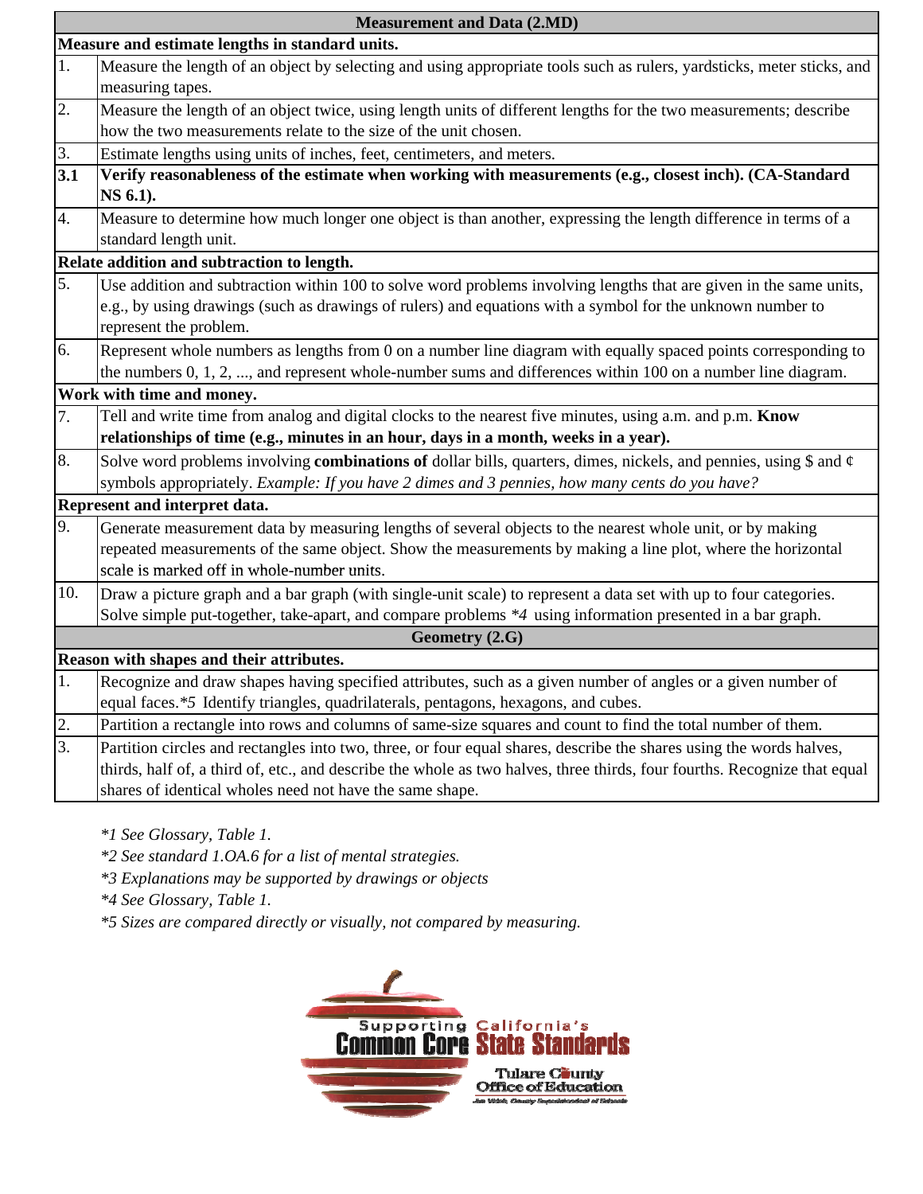| Measurement and Data (2.MD) | |
|---|---|
| **Measure and estimate lengths in standard units.** | |
| 1. | Measure the length of an object by selecting and using appropriate tools such as rulers, yardsticks, meter sticks, and measuring tapes. |
| 2. | Measure the length of an object twice, using length units of different lengths for the two measurements; describe how the two measurements relate to the size of the unit chosen. |
| 3. | Estimate lengths using units of inches, feet, centimeters, and meters. |
| **3.1** | **Verify reasonableness of the estimate when working with measurements (e.g., closest inch). (CA-Standard NS 6.1).** |
| 4. | Measure to determine how much longer one object is than another, expressing the length difference in terms of a standard length unit. |
| **Relate addition and subtraction to length.** | |
| 5. | Use addition and subtraction within 100 to solve word problems involving lengths that are given in the same units, e.g., by using drawings (such as drawings of rulers) and equations with a symbol for the unknown number to represent the problem. |
| 6. | Represent whole numbers as lengths from 0 on a number line diagram with equally spaced points corresponding to the numbers 0, 1, 2, ..., and represent whole-number sums and differences within 100 on a number line diagram. |
| **Work with time and money.** | |
| 7. | Tell and write time from analog and digital clocks to the nearest five minutes, using a.m. and p.m. **Know relationships of time (e.g., minutes in an hour, days in a month, weeks in a year).** |
| 8. | Solve word problems involving **combinations of** dollar bills, quarters, dimes, nickels, and pennies, using $ and ¢ symbols appropriately. *Example: If you have 2 dimes and 3 pennies, how many cents do you have?* |
| **Represent and interpret data.** | |
| 9. | Generate measurement data by measuring lengths of several objects to the nearest whole unit, or by making repeated measurements of the same object. Show the measurements by making a line plot, where the horizontal scale is marked off in whole-number units. |
| 10. | Draw a picture graph and a bar graph (with single-unit scale) to represent a data set with up to four categories. Solve simple put-together, take-apart, and compare problems *\*4* using information presented in a bar graph. |
| **Geometry (2.G)** | |
| **Reason with shapes and their attributes.** | |
| 1. | Recognize and draw shapes having specified attributes, such as a given number of angles or a given number of equal faces.*\*5* Identify triangles, quadrilaterals, pentagons, hexagons, and cubes. |
| 2. | Partition a rectangle into rows and columns of same-size squares and count to find the total number of them. |
| 3. | Partition circles and rectangles into two, three, or four equal shares, describe the shares using the words halves, thirds, half of, a third of, etc., and describe the whole as two halves, three thirds, four fourths. Recognize that equal shares of identical wholes need not have the same shape. |

*\*1 See Glossary, Table 1.*

*\*2 See standard 1.OA.6 for a list of mental strategies.*

*\*3 Explanations may be supported by drawings or objects*

*\*4 See Glossary, Table 1.*

*\*5 Sizes are compared directly or visually, not compared by measuring.*

Supporting California's Common Core State Standards

Tulare County Office of Education